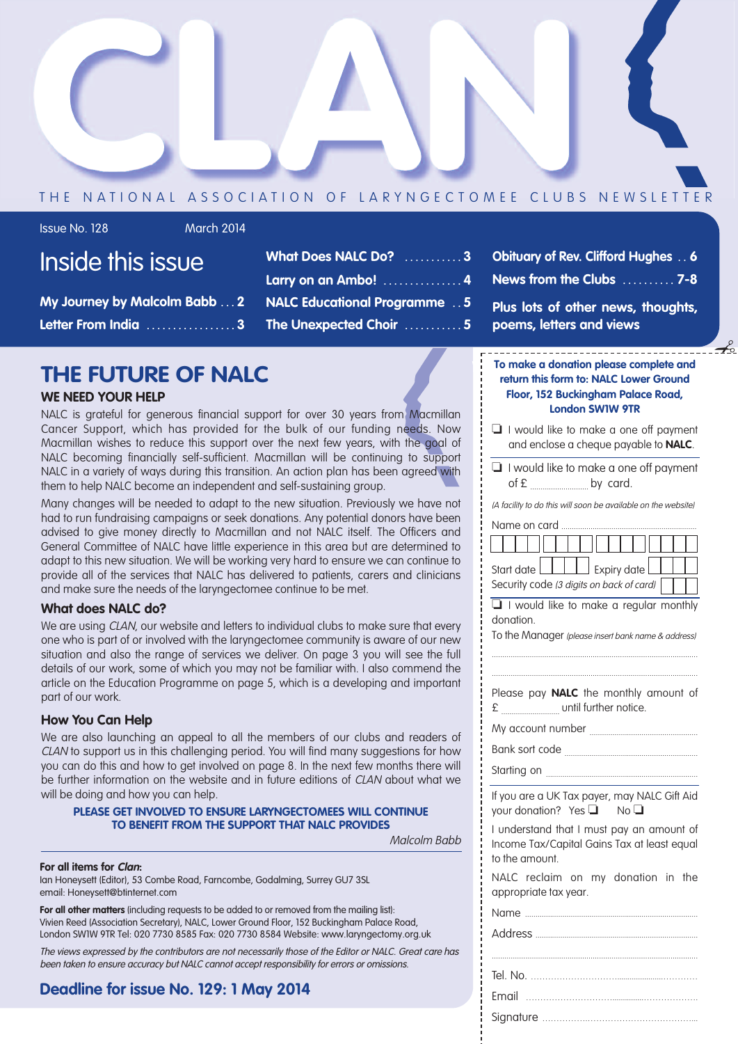# CLAN

THE NATIONAL ASSOCIATION OF LARYNGECTOMEE CLUBS NEWSLETTER

Issue No. 128 March 2014

## Inside this issue

- My Journey by Malcolm Babb . . . 2
- Letter From India . . . 3
- What Does NALC Do? . . . 3
- Larry on an Ambo! . . . 4
- NALC Educational Programme . . 5
- The Unexpected Choir . . . 5
- Obituary of Rev. Clifford Hughes . . 6
- News from the Clubs . . . 7-8

Plus lots of other news, thoughts, poems, letters and views

# THE FUTURE OF NALC

### WE NEED YOUR HELP

NALC is grateful for generous financial support for over 30 years from Macmillan Cancer Support, which has provided for the bulk of our funding needs. Now Macmillan wishes to reduce this support over the next few years, with the goal of NALC becoming financially self-sufficient. Macmillan will be continuing to support NALC in a variety of ways during this transition. An action plan has been agreed with them to help NALC become an independent and self-sustaining group.

Many changes will be needed to adapt to the new situation. Previously we have not had to run fundraising campaigns or seek donations. Any potential donors have been advised to give money directly to Macmillan and not NALC itself. The Officers and General Committee of NALC have little experience in this area but are determined to adapt to this new situation. We will be working very hard to ensure we can continue to provide all of the services that NALC has delivered to patients, carers and clinicians and make sure the needs of the laryngectomee continue to be met.

### What does NALC do?

We are using *CLAN*, our website and letters to individual clubs to make sure that every one who is part of or involved with the laryngectomee community is aware of our new situation and also the range of services we deliver. On page 3 you will see the full details of our work, some of which you may not be familiar with. I also commend the article on the Education Programme on page 5, which is a developing and important part of our work.

### How You Can Help

We are also launching an appeal to all the members of our clubs and readers of *CLAN* to support us in this challenging period. You will find many suggestions for how you can do this and how to get involved on page 8. In the next few months there will be further information on the website and in future editions of *CLAN* about what we will be doing and how you can help.

**PLEASE GET INVOLVED TO ENSURE LARYNGECTOMEES WILL CONTINUE TO BENEFIT FROM THE SUPPORT THAT NALC PROVIDES**

*Malcolm Babb*

---

**For all items for *Clan*:**
Ian Honeysett (Editor), 53 Combe Road, Farncombe, Godalming, Surrey GU7 3SL
email: Honeysett@btinternet.com

**For all other matters** (including requests to be added to or removed from the mailing list):
Vivien Reed (Association Secretary), NALC, Lower Ground Floor, 152 Buckingham Palace Road, London SW1W 9TR Tel: 020 7730 8585 Fax: 020 7730 8584 Website: www.laryngectomy.org.uk

*The views expressed by the contributors are not necessarily those of the Editor or NALC. Great care has been taken to ensure accuracy but NALC cannot accept responsibility for errors or omissions.*

## Deadline for issue No. 129: 1 May 2014

---

**To make a donation please complete and return this form to: NALC Lower Ground Floor, 152 Buckingham Palace Road, London SW1W 9TR**

❑ I would like to make a one off payment and enclose a cheque payable to **NALC**.

❑ I would like to make a one off payment of £ .................. by card.

*(A facility to do this will soon be available on the website)*

Name on card ..........................................

| | | | | | | | | | | | | | | | |
|---|---|---|---|---|---|---|---|---|---|---|---|---|---|---|---|

Start date ☐☐☐☐ Expiry date ☐☐☐☐

Security code *(3 digits on back of card)* ☐☐☐

❑ I would like to make a regular monthly donation.

To the Manager *(please insert bank name & address)*

..........................................

..........................................

Please pay **NALC** the monthly amount of £ .................. until further notice.

My account number ..........................................

Bank sort code ..........................................

Starting on ..........................................

If you are a UK Tax payer, may NALC Gift Aid your donation? Yes ❑ No ❑

I understand that I must pay an amount of Income Tax/Capital Gains Tax at least equal to the amount.

NALC reclaim on my donation in the appropriate tax year.

Name ..........................................

Address ..........................................

..........................................

Tel. No. ..........................................

Email ..........................................

Signature ..........................................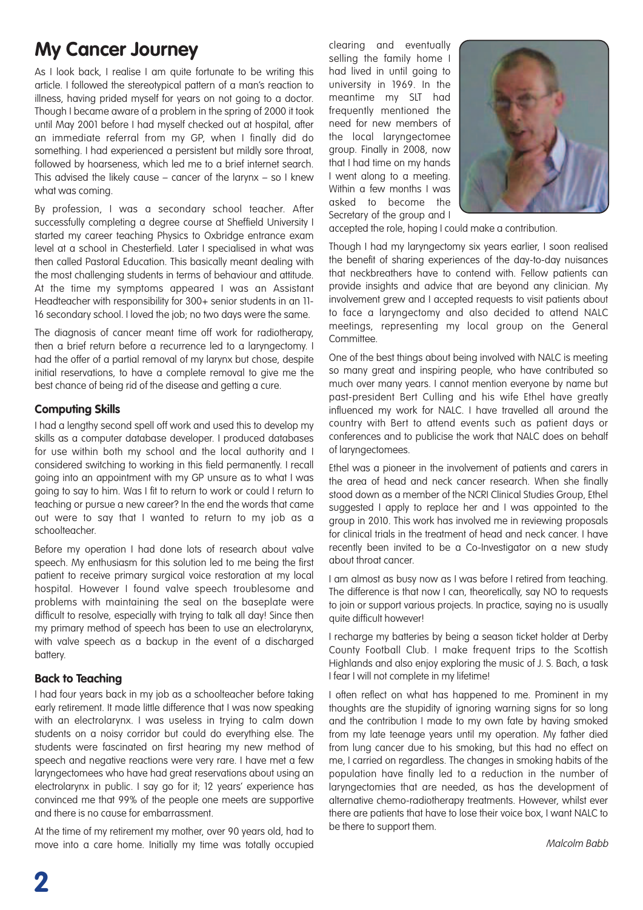# My Cancer Journey

As I look back, I realise I am quite fortunate to be writing this article. I followed the stereotypical pattern of a man's reaction to illness, having prided myself for years on not going to a doctor. Though I became aware of a problem in the spring of 2000 it took until May 2001 before I had myself checked out at hospital, after an immediate referral from my GP, when I finally did do something. I had experienced a persistent but mildly sore throat, followed by hoarseness, which led me to a brief internet search. This advised the likely cause – cancer of the larynx – so I knew what was coming.

By profession, I was a secondary school teacher. After successfully completing a degree course at Sheffield University I started my career teaching Physics to Oxbridge entrance exam level at a school in Chesterfield. Later I specialised in what was then called Pastoral Education. This basically meant dealing with the most challenging students in terms of behaviour and attitude. At the time my symptoms appeared I was an Assistant Headteacher with responsibility for 300+ senior students in an 11-16 secondary school. I loved the job; no two days were the same.

The diagnosis of cancer meant time off work for radiotherapy, then a brief return before a recurrence led to a laryngectomy. I had the offer of a partial removal of my larynx but chose, despite initial reservations, to have a complete removal to give me the best chance of being rid of the disease and getting a cure.

### Computing Skills

I had a lengthy second spell off work and used this to develop my skills as a computer database developer. I produced databases for use within both my school and the local authority and I considered switching to working in this field permanently. I recall going into an appointment with my GP unsure as to what I was going to say to him. Was I fit to return to work or could I return to teaching or pursue a new career? In the end the words that came out were to say that I wanted to return to my job as a schoolteacher.

Before my operation I had done lots of research about valve speech. My enthusiasm for this solution led to me being the first patient to receive primary surgical voice restoration at my local hospital. However I found valve speech troublesome and problems with maintaining the seal on the baseplate were difficult to resolve, especially with trying to talk all day! Since then my primary method of speech has been to use an electrolarynx, with valve speech as a backup in the event of a discharged battery.

### Back to Teaching

I had four years back in my job as a schoolteacher before taking early retirement. It made little difference that I was now speaking with an electrolarynx. I was useless in trying to calm down students on a noisy corridor but could do everything else. The students were fascinated on first hearing my new method of speech and negative reactions were very rare. I have met a few laryngectomees who have had great reservations about using an electrolarynx in public. I say go for it; 12 years' experience has convinced me that 99% of the people one meets are supportive and there is no cause for embarrassment.

At the time of my retirement my mother, over 90 years old, had to move into a care home. Initially my time was totally occupied clearing and eventually selling the family home I had lived in until going to university in 1969. In the meantime my SLT had frequently mentioned the need for new members of the local laryngectomee group. Finally in 2008, now that I had time on my hands I went along to a meeting. Within a few months I was asked to become the Secretary of the group and I accepted the role, hoping I could make a contribution.

Though I had my laryngectomy six years earlier, I soon realised the benefit of sharing experiences of the day-to-day nuisances that neckbreathers have to contend with. Fellow patients can provide insights and advice that are beyond any clinician. My involvement grew and I accepted requests to visit patients about to face a laryngectomy and also decided to attend NALC meetings, representing my local group on the General Committee.

One of the best things about being involved with NALC is meeting so many great and inspiring people, who have contributed so much over many years. I cannot mention everyone by name but past-president Bert Culling and his wife Ethel have greatly influenced my work for NALC. I have travelled all around the country with Bert to attend events such as patient days or conferences and to publicise the work that NALC does on behalf of laryngectomees.

Ethel was a pioneer in the involvement of patients and carers in the area of head and neck cancer research. When she finally stood down as a member of the NCRI Clinical Studies Group, Ethel suggested I apply to replace her and I was appointed to the group in 2010. This work has involved me in reviewing proposals for clinical trials in the treatment of head and neck cancer. I have recently been invited to be a Co-Investigator on a new study about throat cancer.

I am almost as busy now as I was before I retired from teaching. The difference is that now I can, theoretically, say NO to requests to join or support various projects. In practice, saying no is usually quite difficult however!

I recharge my batteries by being a season ticket holder at Derby County Football Club. I make frequent trips to the Scottish Highlands and also enjoy exploring the music of J. S. Bach, a task I fear I will not complete in my lifetime!

I often reflect on what has happened to me. Prominent in my thoughts are the stupidity of ignoring warning signs for so long and the contribution I made to my own fate by having smoked from my late teenage years until my operation. My father died from lung cancer due to his smoking, but this had no effect on me, I carried on regardless. The changes in smoking habits of the population have finally led to a reduction in the number of laryngectomies that are needed, as has the development of alternative chemo-radiotherapy treatments. However, whilst ever there are patients that have to lose their voice box, I want NALC to be there to support them.

*Malcolm Babb*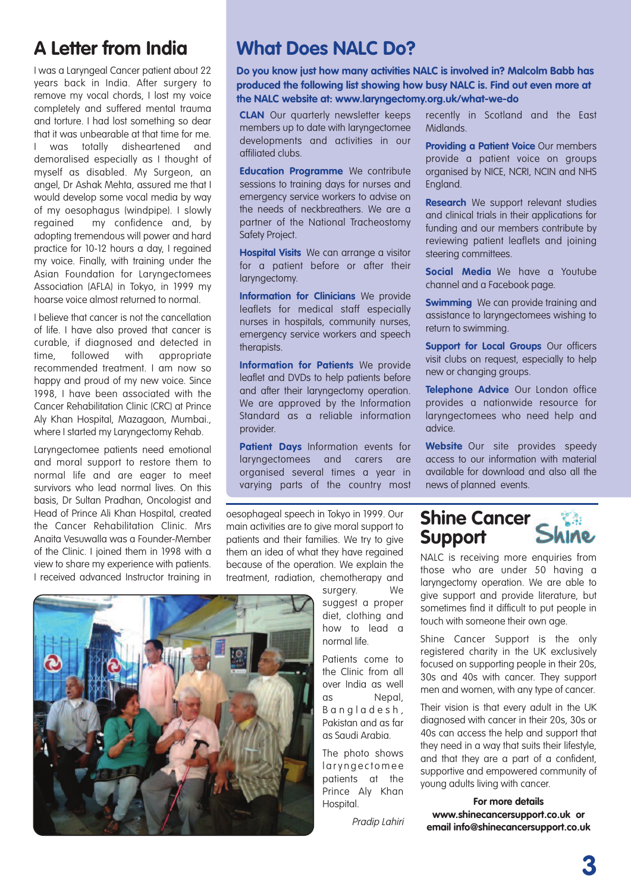# A Letter from India

I was a Laryngeal Cancer patient about 22 years back in India. After surgery to remove my vocal chords, I lost my voice completely and suffered mental trauma and torture. I had lost something so dear that it was unbearable at that time for me. I was totally disheartened and demoralised especially as I thought of myself as disabled. My Surgeon, an angel, Dr Ashak Mehta, assured me that I would develop some vocal media by way of my oesophagus (windpipe). I slowly regained my confidence and, by adopting tremendous will power and hard practice for 10-12 hours a day, I regained my voice. Finally, with training under the Asian Foundation for Laryngectomees Association (AFLA) in Tokyo, in 1999 my hoarse voice almost returned to normal.

I believe that cancer is not the cancellation of life. I have also proved that cancer is curable, if diagnosed and detected in time, followed with appropriate recommended treatment. I am now so happy and proud of my new voice. Since 1998, I have been associated with the Cancer Rehabilitation Clinic (CRC) at Prince Aly Khan Hospital, Mazagaon, Mumbai., where I started my Laryngectomy Rehab.

Laryngectomee patients need emotional and moral support to restore them to normal life and are eager to meet survivors who lead normal lives. On this basis, Dr Sultan Pradhan, Oncologist and Head of Prince Ali Khan Hospital, created the Cancer Rehabilitation Clinic. Mrs Anaita Vesuwalla was a Founder-Member of the Clinic. I joined them in 1998 with a view to share my experience with patients. I received advanced Instructor training in oesophageal speech in Tokyo in 1999. Our main activities are to give moral support to patients and their families. We try to give them an idea of what they have regained because of the operation. We explain the treatment, radiation, chemotherapy and surgery. We suggest a proper diet, clothing and how to lead a normal life.

Patients come to the Clinic from all over India as well as Nepal, Bangladesh, Pakistan and as far as Saudi Arabia.

The photo shows laryngectomee patients at the Prince Aly Khan Hospital.

*Pradip Lahiri*

# What Does NALC Do?

**Do you know just how many activities NALC is involved in? Malcolm Babb has produced the following list showing how busy NALC is. Find out even more at the NALC website at: www.laryngectomy.org.uk/what-we-do**

**CLAN** Our quarterly newsletter keeps members up to date with laryngectomee developments and activities in our affiliated clubs.

**Education Programme** We contribute sessions to training days for nurses and emergency service workers to advise on the needs of neckbreathers. We are a partner of the National Tracheostomy Safety Project.

**Hospital Visits** We can arrange a visitor for a patient before or after their laryngectomy.

**Information for Clinicians** We provide leaflets for medical staff especially nurses in hospitals, community nurses, emergency service workers and speech therapists.

**Information for Patients** We provide leaflet and DVDs to help patients before and after their laryngectomy operation. We are approved by the Information Standard as a reliable information provider.

**Patient Days** Information events for laryngectomees and carers are organised several times a year in varying parts of the country most recently in Scotland and the East Midlands.

**Providing a Patient Voice** Our members provide a patient voice on groups organised by NICE, NCRI, NCIN and NHS England.

**Research** We support relevant studies and clinical trials in their applications for funding and our members contribute by reviewing patient leaflets and joining steering committees.

**Social Media** We have a Youtube channel and a Facebook page.

**Swimming** We can provide training and assistance to laryngectomees wishing to return to swimming.

**Support for Local Groups** Our officers visit clubs on request, especially to help new or changing groups.

**Telephone Advice** Our London office provides a nationwide resource for laryngectomees who need help and advice.

**Website** Our site provides speedy access to our information with material available for download and also all the news of planned events.

# Shine Cancer Support

NALC is receiving more enquiries from those who are under 50 having a laryngectomy operation. We are able to give support and provide literature, but sometimes find it difficult to put people in touch with someone their own age.

Shine Cancer Support is the only registered charity in the UK exclusively focused on supporting people in their 20s, 30s and 40s with cancer. They support men and women, with any type of cancer.

Their vision is that every adult in the UK diagnosed with cancer in their 20s, 30s or 40s can access the help and support that they need in a way that suits their lifestyle, and that they are a part of a confident, supportive and empowered community of young adults living with cancer.

**For more details**
**www.shinecancersupport.co.uk or email info@shinecancersupport.co.uk**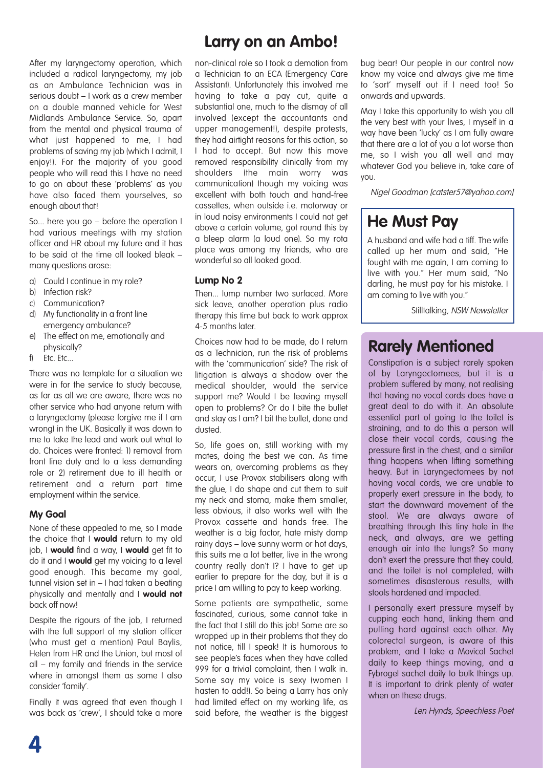# Larry on an Ambo!

After my laryngectomy operation, which included a radical laryngectomy, my job as an Ambulance Technician was in serious doubt – I work as a crew member on a double manned vehicle for West Midlands Ambulance Service. So, apart from the mental and physical trauma of what just happened to me, I had problems of saving my job (which I admit, I enjoy!). For the majority of you good people who will read this I have no need to go on about these 'problems' as you have also faced them yourselves, so enough about that!

So... here you go – before the operation I had various meetings with my station officer and HR about my future and it has to be said at the time all looked bleak – many questions arose:

a) Could I continue in my role?
b) Infection risk?
c) Communication?
d) My functionality in a front line emergency ambulance?
e) The effect on me, emotionally and physically?
f) Etc. Etc...

There was no template for a situation we were in for the service to study because, as far as all we are aware, there was no other service who had anyone return with a laryngectomy (please forgive me if I am wrong) in the UK. Basically it was down to me to take the lead and work out what to do. Choices were fronted: 1) removal from front line duty and to a less demanding role or 2) retirement due to ill health or retirement and a return part time employment within the service.

### My Goal

None of these appealed to me, so I made the choice that I **would** return to my old job, I **would** find a way, I **would** get fit to do it and I **would** get my voicing to a level good enough. This became my goal, tunnel vision set in – I had taken a beating physically and mentally and I **would not** back off now!

Despite the rigours of the job, I returned with the full support of my station officer (who must get a mention) Paul Baylis, Helen from HR and the Union, but most of all – my family and friends in the service where in amongst them as some I also consider 'family'.

Finally it was agreed that even though I was back as 'crew', I should take a more non-clinical role so I took a demotion from a Technician to an ECA (Emergency Care Assistant). Unfortunately this involved me having to take a pay cut, quite a substantial one, much to the dismay of all involved (except the accountants and upper management!), despite protests, they had airtight reasons for this action, so I had to accept. But now this move removed responsibility clinically from my shoulders (the main worry was communication) though my voicing was excellent with both touch and hand-free cassettes, when outside i.e. motorway or in loud noisy environments I could not get above a certain volume, got round this by a bleep alarm (a loud one). So my rota place was among my friends, who are wonderful so all looked good.

### Lump No 2

Then... lump number two surfaced. More sick leave, another operation plus radio therapy this time but back to work approx 4-5 months later.

Choices now had to be made, do I return as a Technician, run the risk of problems with the 'communication' side? The risk of litigation is always a shadow over the medical shoulder, would the service support me? Would I be leaving myself open to problems? Or do I bite the bullet and stay as I am? I bit the bullet, done and dusted.

So, life goes on, still working with my mates, doing the best we can. As time wears on, overcoming problems as they occur, I use Provox stabilisers along with the glue, I do shape and cut them to suit my neck and stoma, make them smaller, less obvious, it also works well with the Provox cassette and hands free. The weather is a big factor, hate misty damp rainy days – love sunny warm or hot days, this suits me a lot better, live in the wrong country really don't I? I have to get up earlier to prepare for the day, but it is a price I am willing to pay to keep working.

Some patients are sympathetic, some fascinated, curious, some cannot take in the fact that I still do this job! Some are so wrapped up in their problems that they do not notice, till I speak! It is humorous to see people's faces when they have called 999 for a trivial complaint, then I walk in. Some say my voice is sexy (women I hasten to add!). So being a Larry has only had limited effect on my working life, as said before, the weather is the biggest bug bear! Our people in our control now know my voice and always give me time to 'sort' myself out if I need too! So onwards and upwards.

May I take this opportunity to wish you all the very best with your lives, I myself in a way have been 'lucky' as I am fully aware that there are a lot of you a lot worse than me, so I wish you all well and may whatever God you believe in, take care of you.

*Nigel Goodman [catster57@yahoo.com]*

## He Must Pay

A husband and wife had a tiff. The wife called up her mum and said, "He fought with me again, I am coming to live with you." Her mum said, "No darling, he must pay for his mistake. I am coming to live with you."

Stilltalking, *NSW Newsletter*

## Rarely Mentioned

Constipation is a subject rarely spoken of by Laryngectomees, but it is a problem suffered by many, not realising that having no vocal cords does have a great deal to do with it. An absolute essential part of going to the toilet is straining, and to do this a person will close their vocal cords, causing the pressure first in the chest, and a similar thing happens when lifting something heavy. But in Laryngectomees by not having vocal cords, we are unable to properly exert pressure in the body, to start the downward movement of the stool. We are always aware of breathing through this tiny hole in the neck, and always, are we getting enough air into the lungs? So many don't exert the pressure that they could, and the toilet is not completed, with sometimes disasterous results, with stools hardened and impacted.

I personally exert pressure myself by cupping each hand, linking them and pulling hard against each other. My colorectal surgeon, is aware of this problem, and I take a Movicol Sachet daily to keep things moving, and a Fybrogel sachet daily to bulk things up. It is important to drink plenty of water when on these drugs.

*Len Hynds, Speechless Poet*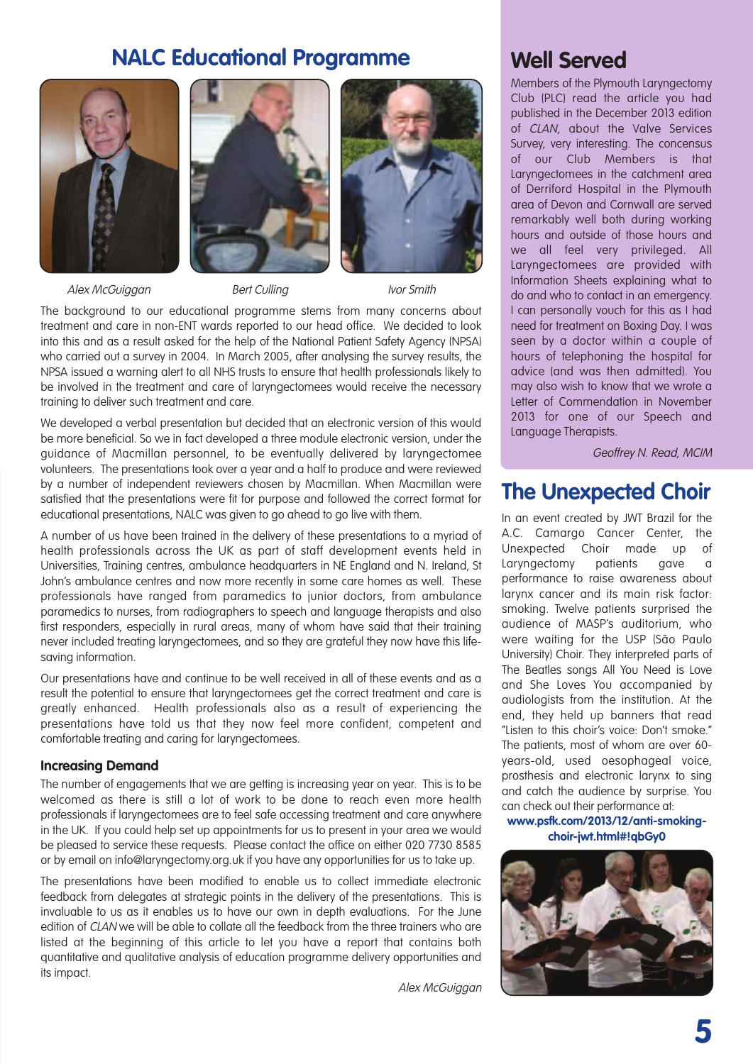# NALC Educational Programme

Alex McGuiggan | Bert Culling | Ivor Smith

The background to our educational programme stems from many concerns about treatment and care in non-ENT wards reported to our head office. We decided to look into this and as a result asked for the help of the National Patient Safety Agency (NPSA) who carried out a survey in 2004. In March 2005, after analysing the survey results, the NPSA issued a warning alert to all NHS trusts to ensure that health professionals likely to be involved in the treatment and care of laryngectomees would receive the necessary training to deliver such treatment and care.

We developed a verbal presentation but decided that an electronic version of this would be more beneficial. So we in fact developed a three module electronic version, under the guidance of Macmillan personnel, to be eventually delivered by laryngectomee volunteers. The presentations took over a year and a half to produce and were reviewed by a number of independent reviewers chosen by Macmillan. When Macmillan were satisfied that the presentations were fit for purpose and followed the correct format for educational presentations, NALC was given to go ahead to go live with them.

A number of us have been trained in the delivery of these presentations to a myriad of health professionals across the UK as part of staff development events held in Universities, Training centres, ambulance headquarters in NE England and N. Ireland, St John's ambulance centres and now more recently in some care homes as well. These professionals have ranged from paramedics to junior doctors, from ambulance paramedics to nurses, from radiographers to speech and language therapists and also first responders, especially in rural areas, many of whom have said that their training never included treating laryngectomees, and so they are grateful they now have this life-saving information.

Our presentations have and continue to be well received in all of these events and as a result the potential to ensure that laryngectomees get the correct treatment and care is greatly enhanced. Health professionals also as a result of experiencing the presentations have told us that they now feel more confident, competent and comfortable treating and caring for laryngectomees.

### Increasing Demand

The number of engagements that we are getting is increasing year on year. This is to be welcomed as there is still a lot of work to be done to reach even more health professionals if laryngectomees are to feel safe accessing treatment and care anywhere in the UK. If you could help set up appointments for us to present in your area we would be pleased to service these requests. Please contact the office on either 020 7730 8585 or by email on info@laryngectomy.org.uk if you have any opportunities for us to take up.

The presentations have been modified to enable us to collect immediate electronic feedback from delegates at strategic points in the delivery of the presentations. This is invaluable to us as it enables us to have our own in depth evaluations. For the June edition of *CLAN* we will be able to collate all the feedback from the three trainers who are listed at the beginning of this article to let you have a report that contains both quantitative and qualitative analysis of education programme delivery opportunities and its impact.

*Alex McGuiggan*

# Well Served

Members of the Plymouth Laryngectomy Club (PLC) read the article you had published in the December 2013 edition of *CLAN*, about the Valve Services Survey, very interesting. The concensus of our Club Members is that Laryngectomees in the catchment area of Derriford Hospital in the Plymouth area of Devon and Cornwall are served remarkably well both during working hours and outside of those hours and we all feel very privileged. All Laryngectomees are provided with Information Sheets explaining what to do and who to contact in an emergency. I can personally vouch for this as I had need for treatment on Boxing Day. I was seen by a doctor within a couple of hours of telephoning the hospital for advice (and was then admitted). You may also wish to know that we wrote a Letter of Commendation in November 2013 for one of our Speech and Language Therapists.

*Geoffrey N. Read, MCIM*

# The Unexpected Choir

In an event created by JWT Brazil for the A.C. Camargo Cancer Center, the Unexpected Choir made up of Laryngectomy patients gave a performance to raise awareness about larynx cancer and its main risk factor: smoking. Twelve patients surprised the audience of MASP's auditorium, who were waiting for the USP (São Paulo University) Choir. They interpreted parts of The Beatles songs All You Need is Love and She Loves You accompanied by audiologists from the institution. At the end, they held up banners that read "Listen to this choir's voice: Don't smoke." The patients, most of whom are over 60-years-old, used oesophageal voice, prosthesis and electronic larynx to sing and catch the audience by surprise. You can check out their performance at:

**www.psfk.com/2013/12/anti-smoking-choir-jwt.html#!qbGy0**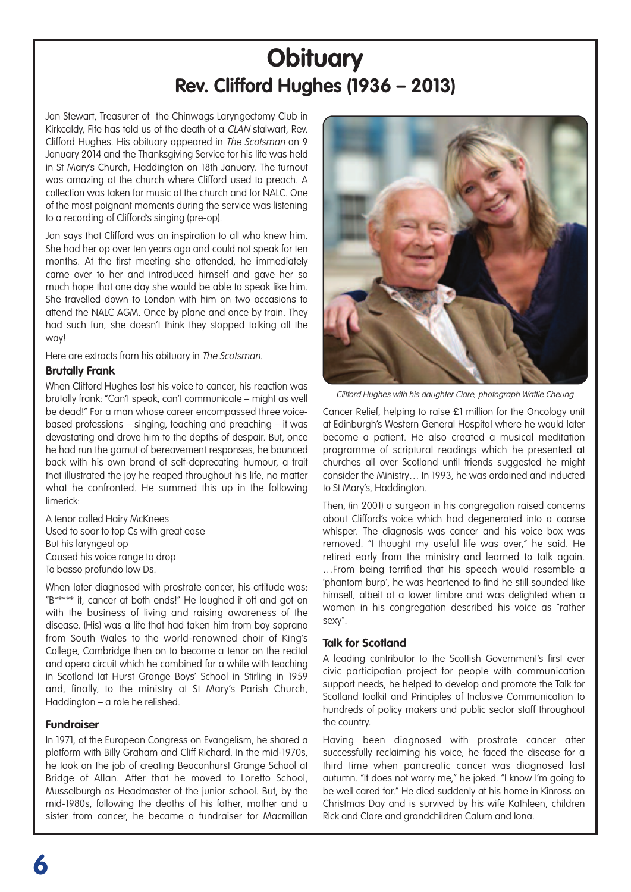# Obituary

## Rev. Clifford Hughes (1936 – 2013)

Jan Stewart, Treasurer of the Chinwags Laryngectomy Club in Kirkcaldy, Fife has told us of the death of a *CLAN* stalwart, Rev. Clifford Hughes. His obituary appeared in *The Scotsman* on 9 January 2014 and the Thanksgiving Service for his life was held in St Mary's Church, Haddington on 18th January. The turnout was amazing at the church where Clifford used to preach. A collection was taken for music at the church and for NALC. One of the most poignant moments during the service was listening to a recording of Clifford's singing (pre-op).

Jan says that Clifford was an inspiration to all who knew him. She had her op over ten years ago and could not speak for ten months. At the first meeting she attended, he immediately came over to her and introduced himself and gave her so much hope that one day she would be able to speak like him. She travelled down to London with him on two occasions to attend the NALC AGM. Once by plane and once by train. They had such fun, she doesn't think they stopped talking all the way!

Here are extracts from his obituary in *The Scotsman*.

### Brutally Frank

When Clifford Hughes lost his voice to cancer, his reaction was brutally frank: "Can't speak, can't communicate – might as well be dead!" For a man whose career encompassed three voice-based professions – singing, teaching and preaching – it was devastating and drove him to the depths of despair. But, once he had run the gamut of bereavement responses, he bounced back with his own brand of self-deprecating humour, a trait that illustrated the joy he reaped throughout his life, no matter what he confronted. He summed this up in the following limerick:

A tenor called Hairy McKnees  
Used to soar to top Cs with great ease  
But his laryngeal op  
Caused his voice range to drop  
To basso profundo low Ds.

When later diagnosed with prostrate cancer, his attitude was: "B***** it, cancer at both ends!" He laughed it off and got on with the business of living and raising awareness of the disease. (His) was a life that had taken him from boy soprano from South Wales to the world-renowned choir of King's College, Cambridge then on to become a tenor on the recital and opera circuit which he combined for a while with teaching in Scotland (at Hurst Grange Boys' School in Stirling in 1959 and, finally, to the ministry at St Mary's Parish Church, Haddington – a role he relished.

### Fundraiser

In 1971, at the European Congress on Evangelism, he shared a platform with Billy Graham and Cliff Richard. In the mid-1970s, he took on the job of creating Beaconhurst Grange School at Bridge of Allan. After that he moved to Loretto School, Musselburgh as Headmaster of the junior school. But, by the mid-1980s, following the deaths of his father, mother and a sister from cancer, he became a fundraiser for Macmillan Cancer Relief, helping to raise £1 million for the Oncology unit at Edinburgh's Western General Hospital where he would later become a patient. He also created a musical meditation programme of scriptural readings which he presented at churches all over Scotland until friends suggested he might consider the Ministry… In 1993, he was ordained and inducted to St Mary's, Haddington.

*Clifford Hughes with his daughter Clare, photograph Wattie Cheung*

Then, (in 2001) a surgeon in his congregation raised concerns about Clifford's voice which had degenerated into a coarse whisper. The diagnosis was cancer and his voice box was removed. "I thought my useful life was over," he said. He retired early from the ministry and learned to talk again. …From being terrified that his speech would resemble a 'phantom burp', he was heartened to find he still sounded like himself, albeit at a lower timbre and was delighted when a woman in his congregation described his voice as "rather sexy".

### Talk for Scotland

A leading contributor to the Scottish Government's first ever civic participation project for people with communication support needs, he helped to develop and promote the Talk for Scotland toolkit and Principles of Inclusive Communication to hundreds of policy makers and public sector staff throughout the country.

Having been diagnosed with prostrate cancer after successfully reclaiming his voice, he faced the disease for a third time when pancreatic cancer was diagnosed last autumn. "It does not worry me," he joked. "I know I'm going to be well cared for." He died suddenly at his home in Kinross on Christmas Day and is survived by his wife Kathleen, children Rick and Clare and grandchildren Calum and Iona.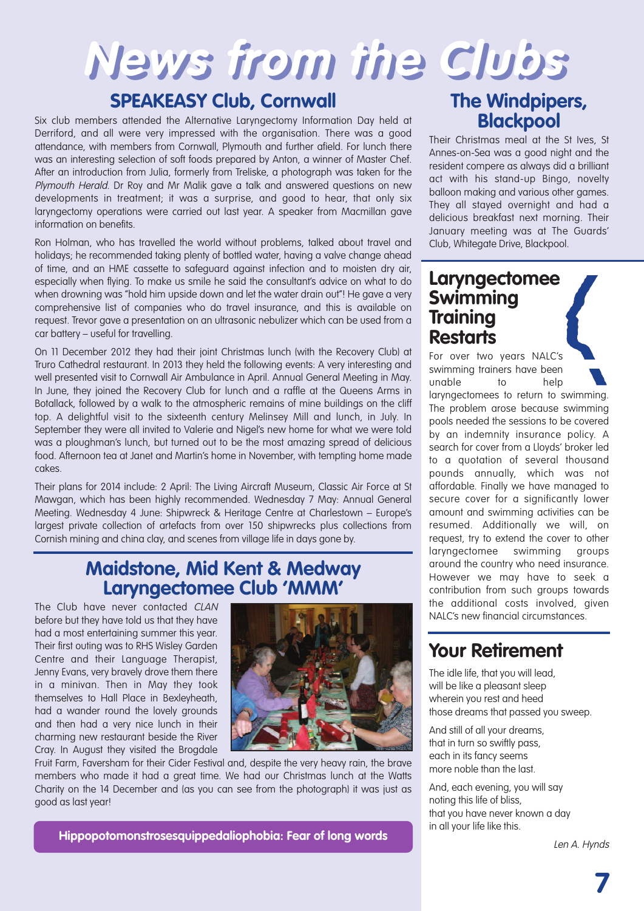# News from the Clubs

## SPEAKEASY Club, Cornwall

Six club members attended the Alternative Laryngectomy Information Day held at Derriford, and all were very impressed with the organisation. There was a good attendance, with members from Cornwall, Plymouth and further afield. For lunch there was an interesting selection of soft foods prepared by Anton, a winner of Master Chef. After an introduction from Julia, formerly from Treliske, a photograph was taken for the *Plymouth Herald*. Dr Roy and Mr Malik gave a talk and answered questions on new developments in treatment; it was a surprise, and good to hear, that only six laryngectomy operations were carried out last year. A speaker from Macmillan gave information on benefits.

Ron Holman, who has travelled the world without problems, talked about travel and holidays; he recommended taking plenty of bottled water, having a valve change ahead of time, and an HME cassette to safeguard against infection and to moisten dry air, especially when flying. To make us smile he said the consultant's advice on what to do when drowning was "hold him upside down and let the water drain out"! He gave a very comprehensive list of companies who do travel insurance, and this is available on request. Trevor gave a presentation on an ultrasonic nebulizer which can be used from a car battery – useful for travelling.

On 11 December 2012 they had their joint Christmas lunch (with the Recovery Club) at Truro Cathedral restaurant. In 2013 they held the following events: A very interesting and well presented visit to Cornwall Air Ambulance in April. Annual General Meeting in May. In June, they joined the Recovery Club for lunch and a raffle at the Queens Arms in Botallack, followed by a walk to the atmospheric remains of mine buildings on the cliff top. A delightful visit to the sixteenth century Melinsey Mill and lunch, in July. In September they were all invited to Valerie and Nigel's new home for what we were told was a ploughman's lunch, but turned out to be the most amazing spread of delicious food. Afternoon tea at Janet and Martin's home in November, with tempting home made cakes.

Their plans for 2014 include: 2 April: The Living Aircraft Museum, Classic Air Force at St Mawgan, which has been highly recommended. Wednesday 7 May: Annual General Meeting. Wednesday 4 June: Shipwreck & Heritage Centre at Charlestown – Europe's largest private collection of artefacts from over 150 shipwrecks plus collections from Cornish mining and china clay, and scenes from village life in days gone by.

## Maidstone, Mid Kent & Medway Laryngectomee Club 'MMM'

The Club have never contacted *CLAN* before but they have told us that they have had a most entertaining summer this year. Their first outing was to RHS Wisley Garden Centre and their Language Therapist, Jenny Evans, very bravely drove them there in a minivan. Then in May they took themselves to Hall Place in Bexleyheath, had a wander round the lovely grounds and then had a very nice lunch in their charming new restaurant beside the River Cray. In August they visited the Brogdale Fruit Farm, Faversham for their Cider Festival and, despite the very heavy rain, the brave members who made it had a great time. We had our Christmas lunch at the Watts Charity on the 14 December and (as you can see from the photograph) it was just as good as last year!

**Hippopotomonstrosesquippedaliophobia: Fear of long words**

## The Windpipers, Blackpool

Their Christmas meal at the St Ives, St Annes-on-Sea was a good night and the resident compere as always did a brilliant act with his stand-up Bingo, novelty balloon making and various other games. They all stayed overnight and had a delicious breakfast next morning. Their January meeting was at The Guards' Club, Whitegate Drive, Blackpool.

## Laryngectomee Swimming Training Restarts

For over two years NALC's swimming trainers have been unable to help laryngectomees to return to swimming. The problem arose because swimming pools needed the sessions to be covered by an indemnity insurance policy. A search for cover from a Lloyds' broker led to a quotation of several thousand pounds annually, which was not affordable. Finally we have managed to secure cover for a significantly lower amount and swimming activities can be resumed. Additionally we will, on request, try to extend the cover to other laryngectomee swimming groups around the country who need insurance. However we may have to seek a contribution from such groups towards the additional costs involved, given NALC's new financial circumstances.

## Your Retirement

The idle life, that you will lead,  
will be like a pleasant sleep  
wherein you rest and heed  
those dreams that passed you sweep.

And still of all your dreams,  
that in turn so swiftly pass,  
each in its fancy seems  
more noble than the last.

And, each evening, you will say  
noting this life of bliss,  
that you have never known a day  
in all your life like this.

*Len A. Hynds*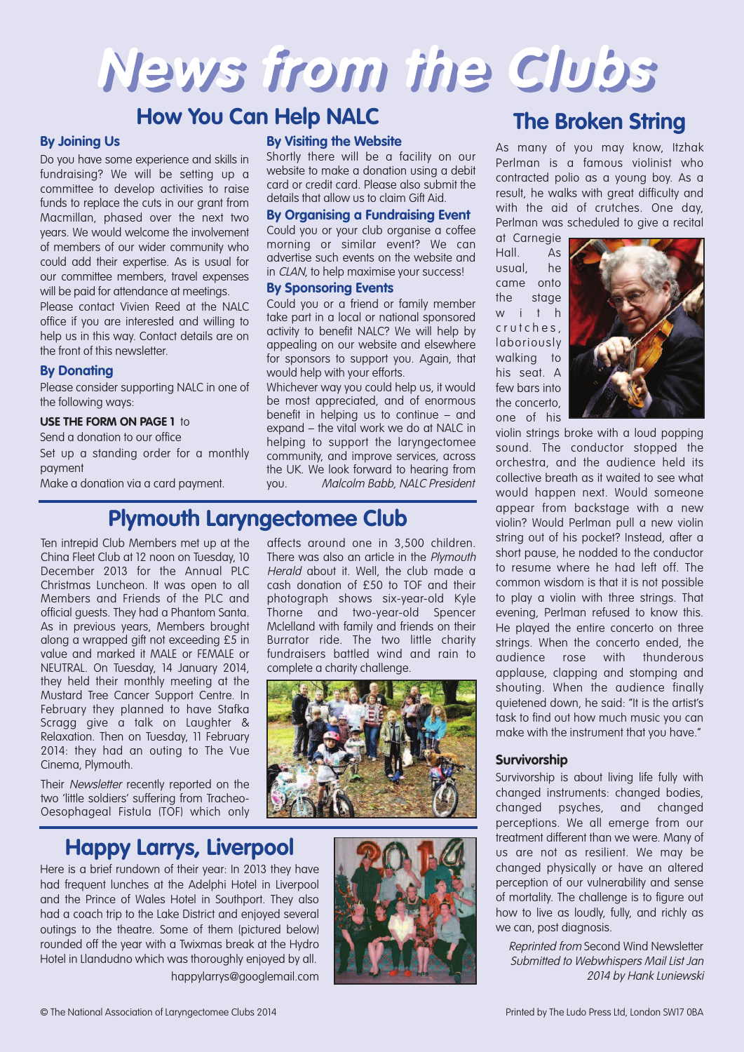# News from the Clubs

## How You Can Help NALC

### By Joining Us

Do you have some experience and skills in fundraising? We will be setting up a committee to develop activities to raise funds to replace the cuts in our grant from Macmillan, phased over the next two years. We would welcome the involvement of members of our wider community who could add their expertise. As is usual for our committee members, travel expenses will be paid for attendance at meetings.

Please contact Vivien Reed at the NALC office if you are interested and willing to help us in this way. Contact details are on the front of this newsletter.

### By Donating

Please consider supporting NALC in one of the following ways:

**USE THE FORM ON PAGE 1** to

Send a donation to our office

Set up a standing order for a monthly payment

Make a donation via a card payment.

### By Visiting the Website

Shortly there will be a facility on our website to make a donation using a debit card or credit card. Please also submit the details that allow us to claim Gift Aid.

### By Organising a Fundraising Event

Could you or your club organise a coffee morning or similar event? We can advertise such events on the website and in *CLAN*, to help maximise your success!

### By Sponsoring Events

Could you or a friend or family member take part in a local or national sponsored activity to benefit NALC? We will help by appealing on our website and elsewhere for sponsors to support you. Again, that would help with your efforts.

Whichever way you could help us, it would be most appreciated, and of enormous benefit in helping us to continue – and expand – the vital work we do at NALC in helping to support the laryngectomee community, and improve services, across the UK. We look forward to hearing from you. *Malcolm Babb, NALC President*

## Plymouth Laryngectomee Club

Ten intrepid Club Members met up at the China Fleet Club at 12 noon on Tuesday, 10 December 2013 for the Annual PLC Christmas Luncheon. It was open to all Members and Friends of the PLC and official guests. They had a Phantom Santa. As in previous years, Members brought along a wrapped gift not exceeding £5 in value and marked it MALE or FEMALE or NEUTRAL. On Tuesday, 14 January 2014, they held their monthly meeting at the Mustard Tree Cancer Support Centre. In February they planned to have Stafka Scragg give a talk on Laughter & Relaxation. Then on Tuesday, 11 February 2014: they had an outing to The Vue Cinema, Plymouth.

Their *Newsletter* recently reported on the two 'little soldiers' suffering from Tracheo-Oesophageal Fistula (TOF) which only affects around one in 3,500 children. There was also an article in the *Plymouth Herald* about it. Well, the club made a cash donation of £50 to TOF and their photograph shows six-year-old Kyle Thorne and two-year-old Spencer Mclelland with family and friends on their Burrator ride. The two little charity fundraisers battled wind and rain to complete a charity challenge.

## Happy Larrys, Liverpool

Here is a brief rundown of their year: In 2013 they have had frequent lunches at the Adelphi Hotel in Liverpool and the Prince of Wales Hotel in Southport. They also had a coach trip to the Lake District and enjoyed several outings to the theatre. Some of them (pictured below) rounded off the year with a Twixmas break at the Hydro Hotel in Llandudno which was thoroughly enjoyed by all.

happylarrys@googlemail.com

## The Broken String

As many of you may know, Itzhak Perlman is a famous violinist who contracted polio as a young boy. As a result, he walks with great difficulty and with the aid of crutches. One day, Perlman was scheduled to give a recital at Carnegie Hall. As usual, he came onto the stage with crutches, laboriously walking to his seat. A few bars into the concerto, one of his violin strings broke with a loud popping sound. The conductor stopped the orchestra, and the audience held its collective breath as it waited to see what would happen next. Would someone appear from backstage with a new violin? Would Perlman pull a new violin string out of his pocket? Instead, after a short pause, he nodded to the conductor to resume where he had left off. The common wisdom is that it is not possible to play a violin with three strings. That evening, Perlman refused to know this. He played the entire concerto on three strings. When the concerto ended, the audience rose with thunderous applause, clapping and stomping and shouting. When the audience finally quietened down, he said: "It is the artist's task to find out how much music you can make with the instrument that you have."

### Survivorship

Survivorship is about living life fully with changed instruments: changed bodies, changed psyches, and changed perceptions. We all emerge from our treatment different than we were. Many of us are not as resilient. We may be changed physically or have an altered perception of our vulnerability and sense of mortality. The challenge is to figure out how to live as loudly, fully, and richly as we can, post diagnosis.

*Reprinted from* Second Wind Newsletter
*Submitted to Webwhispers Mail List Jan 2014 by Hank Luniewski*

© The National Association of Laryngectomee Clubs 2014

Printed by The Ludo Press Ltd, London SW17 0BA